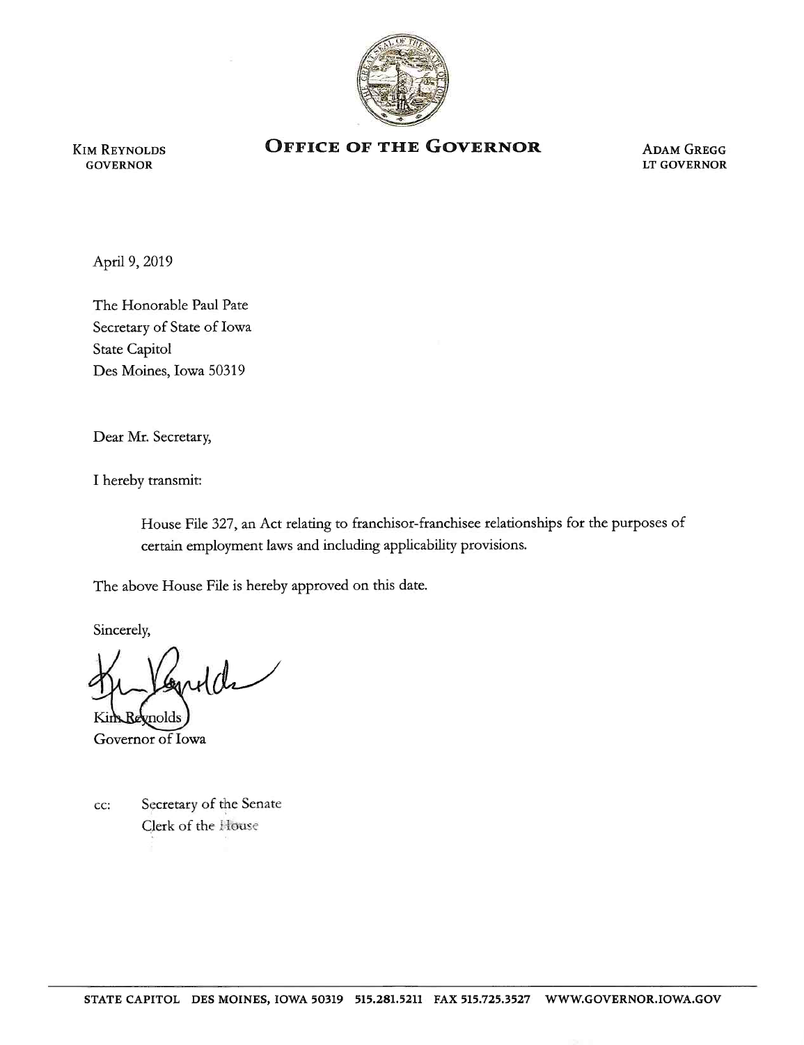KIM REYNOLDS
GOVERNOR

# OFFICE OF THE GOVERNOR

ADAM GREGG
LT GOVERNOR

April 9, 2019

The Honorable Paul Pate
Secretary of State of Iowa
State Capitol
Des Moines, Iowa 50319

Dear Mr. Secretary,

I hereby transmit:

> House File 327, an Act relating to franchisor-franchisee relationships for the purposes of certain employment laws and including applicability provisions.

The above House File is hereby approved on this date.

Sincerely,

Kim Reynolds
Governor of Iowa

cc: Secretary of the Senate
Clerk of the House

STATE CAPITOL DES MOINES, IOWA 50319 515.281.5211 FAX 515.725.3527 WWW.GOVERNOR.IOWA.GOV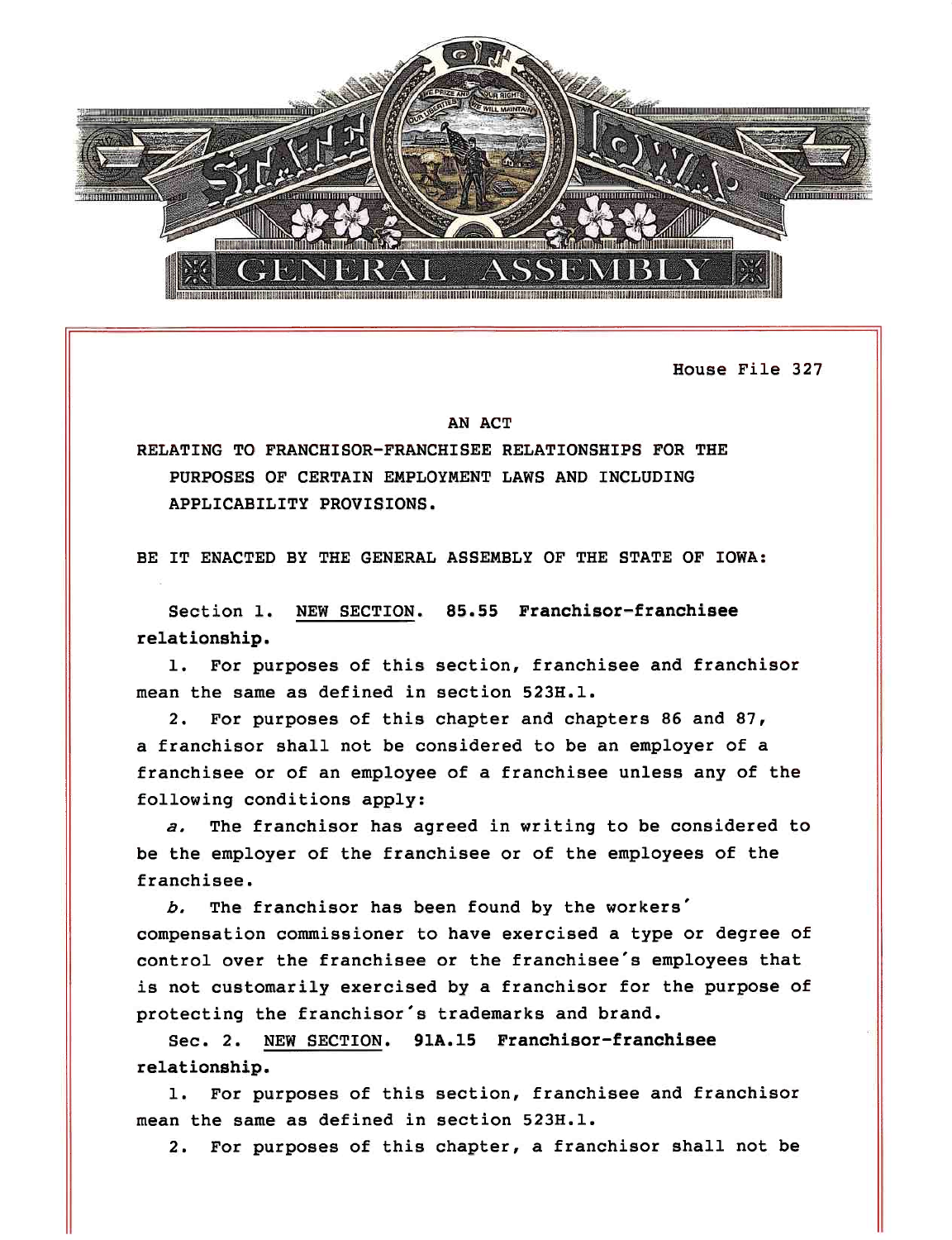House File 327

AN ACT

RELATING TO FRANCHISOR-FRANCHISEE RELATIONSHIPS FOR THE PURPOSES OF CERTAIN EMPLOYMENT LAWS AND INCLUDING APPLICABILITY PROVISIONS.

BE IT ENACTED BY THE GENERAL ASSEMBLY OF THE STATE OF IOWA:

Section 1. NEW SECTION. **85.55 Franchisor-franchisee relationship.**

1. For purposes of this section, franchisee and franchisor mean the same as defined in section 523H.1.

2. For purposes of this chapter and chapters 86 and 87, a franchisor shall not be considered to be an employer of a franchisee or of an employee of a franchisee unless any of the following conditions apply:

*a.* The franchisor has agreed in writing to be considered to be the employer of the franchisee or of the employees of the franchisee.

*b.* The franchisor has been found by the workers' compensation commissioner to have exercised a type or degree of control over the franchisee or the franchisee's employees that is not customarily exercised by a franchisor for the purpose of protecting the franchisor's trademarks and brand.

Sec. 2. NEW SECTION. **91A.15 Franchisor-franchisee relationship.**

1. For purposes of this section, franchisee and franchisor mean the same as defined in section 523H.1.

2. For purposes of this chapter, a franchisor shall not be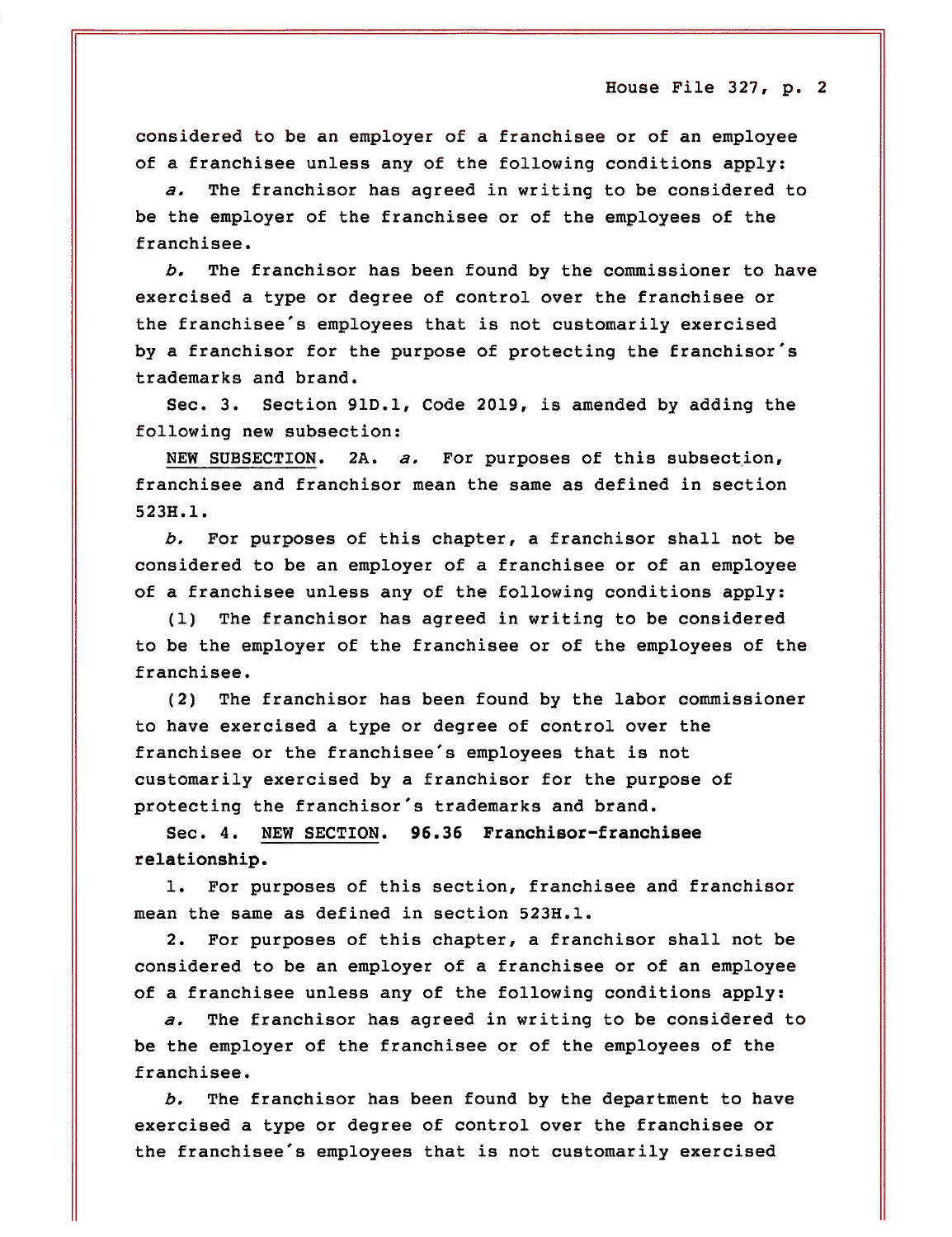considered to be an employer of a franchisee or of an employee of a franchisee unless any of the following conditions apply:

*a.* The franchisor has agreed in writing to be considered to be the employer of the franchisee or of the employees of the franchisee.

*b.* The franchisor has been found by the commissioner to have exercised a type or degree of control over the franchisee or the franchisee's employees that is not customarily exercised by a franchisor for the purpose of protecting the franchisor's trademarks and brand.

Sec. 3. Section 91D.1, Code 2019, is amended by adding the following new subsection:

NEW SUBSECTION. 2A. *a.* For purposes of this subsection, franchisee and franchisor mean the same as defined in section 523H.1.

*b.* For purposes of this chapter, a franchisor shall not be considered to be an employer of a franchisee or of an employee of a franchisee unless any of the following conditions apply:

(1) The franchisor has agreed in writing to be considered to be the employer of the franchisee or of the employees of the franchisee.

(2) The franchisor has been found by the labor commissioner to have exercised a type or degree of control over the franchisee or the franchisee's employees that is not customarily exercised by a franchisor for the purpose of protecting the franchisor's trademarks and brand.

Sec. 4. NEW SECTION. **96.36 Franchisor-franchisee relationship.**

1. For purposes of this section, franchisee and franchisor mean the same as defined in section 523H.1.

2. For purposes of this chapter, a franchisor shall not be considered to be an employer of a franchisee or of an employee of a franchisee unless any of the following conditions apply:

*a.* The franchisor has agreed in writing to be considered to be the employer of the franchisee or of the employees of the franchisee.

*b.* The franchisor has been found by the department to have exercised a type or degree of control over the franchisee or the franchisee's employees that is not customarily exercised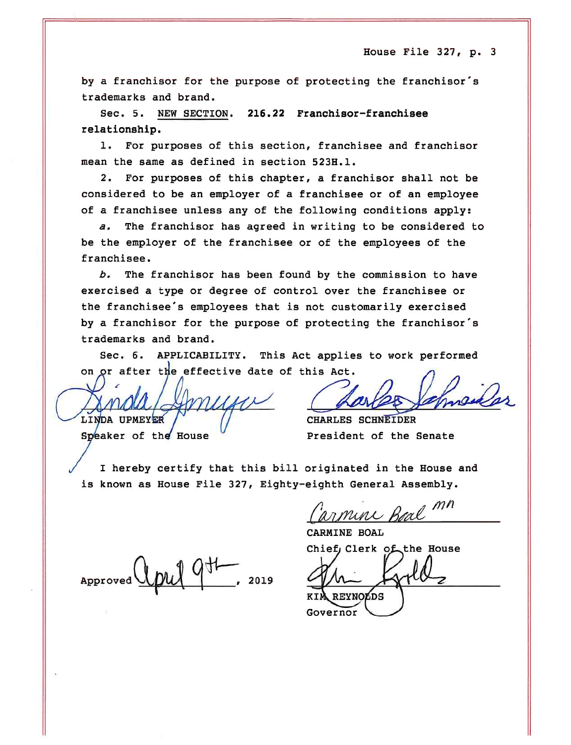by a franchisor for the purpose of protecting the franchisor's trademarks and brand.

Sec. 5. NEW SECTION. **216.22 Franchisor-franchisee relationship.**

1. For purposes of this section, franchisee and franchisor mean the same as defined in section 523H.1.

2. For purposes of this chapter, a franchisor shall not be considered to be an employer of a franchisee or of an employee of a franchisee unless any of the following conditions apply:

*a.* The franchisor has agreed in writing to be considered to be the employer of the franchisee or of the employees of the franchisee.

*b.* The franchisor has been found by the commission to have exercised a type or degree of control over the franchisee or the franchisee's employees that is not customarily exercised by a franchisor for the purpose of protecting the franchisor's trademarks and brand.

Sec. 6. APPLICABILITY. This Act applies to work performed on or after the effective date of this Act.

LINDA UPMEYER
Speaker of the House

CHARLES SCHNEIDER
President of the Senate

I hereby certify that this bill originated in the House and is known as House File 327, Eighty-eighth General Assembly.

CARMINE BOAL
Chief Clerk of the House

Approved April 9th, 2019

KIM REYNOLDS
Governor